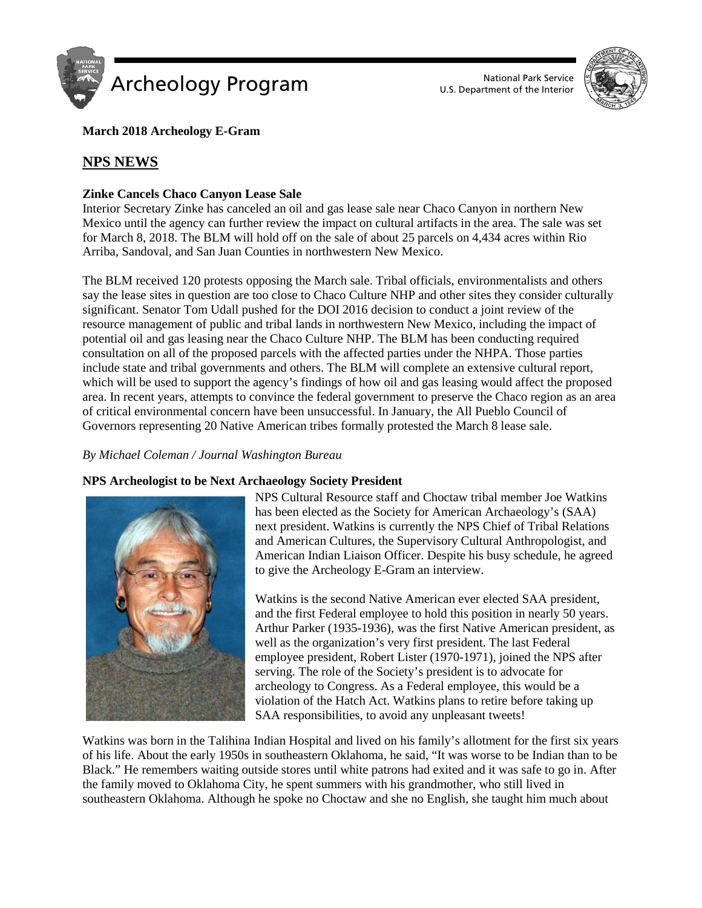# Archeology Program

National Park Service
U.S. Department of the Interior

**March 2018 Archeology E-Gram**

## NPS NEWS

### Zinke Cancels Chaco Canyon Lease Sale

Interior Secretary Zinke has canceled an oil and gas lease sale near Chaco Canyon in northern New Mexico until the agency can further review the impact on cultural artifacts in the area. The sale was set for March 8, 2018. The BLM will hold off on the sale of about 25 parcels on 4,434 acres within Rio Arriba, Sandoval, and San Juan Counties in northwestern New Mexico.

The BLM received 120 protests opposing the March sale. Tribal officials, environmentalists and others say the lease sites in question are too close to Chaco Culture NHP and other sites they consider culturally significant. Senator Tom Udall pushed for the DOI 2016 decision to conduct a joint review of the resource management of public and tribal lands in northwestern New Mexico, including the impact of potential oil and gas leasing near the Chaco Culture NHP. The BLM has been conducting required consultation on all of the proposed parcels with the affected parties under the NHPA. Those parties include state and tribal governments and others. The BLM will complete an extensive cultural report, which will be used to support the agency's findings of how oil and gas leasing would affect the proposed area. In recent years, attempts to convince the federal government to preserve the Chaco region as an area of critical environmental concern have been unsuccessful. In January, the All Pueblo Council of Governors representing 20 Native American tribes formally protested the March 8 lease sale.

*By Michael Coleman / Journal Washington Bureau*

### NPS Archeologist to be Next Archaeology Society President

NPS Cultural Resource staff and Choctaw tribal member Joe Watkins has been elected as the Society for American Archaeology's (SAA) next president. Watkins is currently the NPS Chief of Tribal Relations and American Cultures, the Supervisory Cultural Anthropologist, and American Indian Liaison Officer. Despite his busy schedule, he agreed to give the Archeology E-Gram an interview.

Watkins is the second Native American ever elected SAA president, and the first Federal employee to hold this position in nearly 50 years. Arthur Parker (1935-1936), was the first Native American president, as well as the organization's very first president. The last Federal employee president, Robert Lister (1970-1971), joined the NPS after serving. The role of the Society's president is to advocate for archeology to Congress. As a Federal employee, this would be a violation of the Hatch Act. Watkins plans to retire before taking up SAA responsibilities, to avoid any unpleasant tweets!

Watkins was born in the Talihina Indian Hospital and lived on his family's allotment for the first six years of his life. About the early 1950s in southeastern Oklahoma, he said, "It was worse to be Indian than to be Black." He remembers waiting outside stores until white patrons had exited and it was safe to go in. After the family moved to Oklahoma City, he spent summers with his grandmother, who still lived in southeastern Oklahoma. Although he spoke no Choctaw and she no English, she taught him much about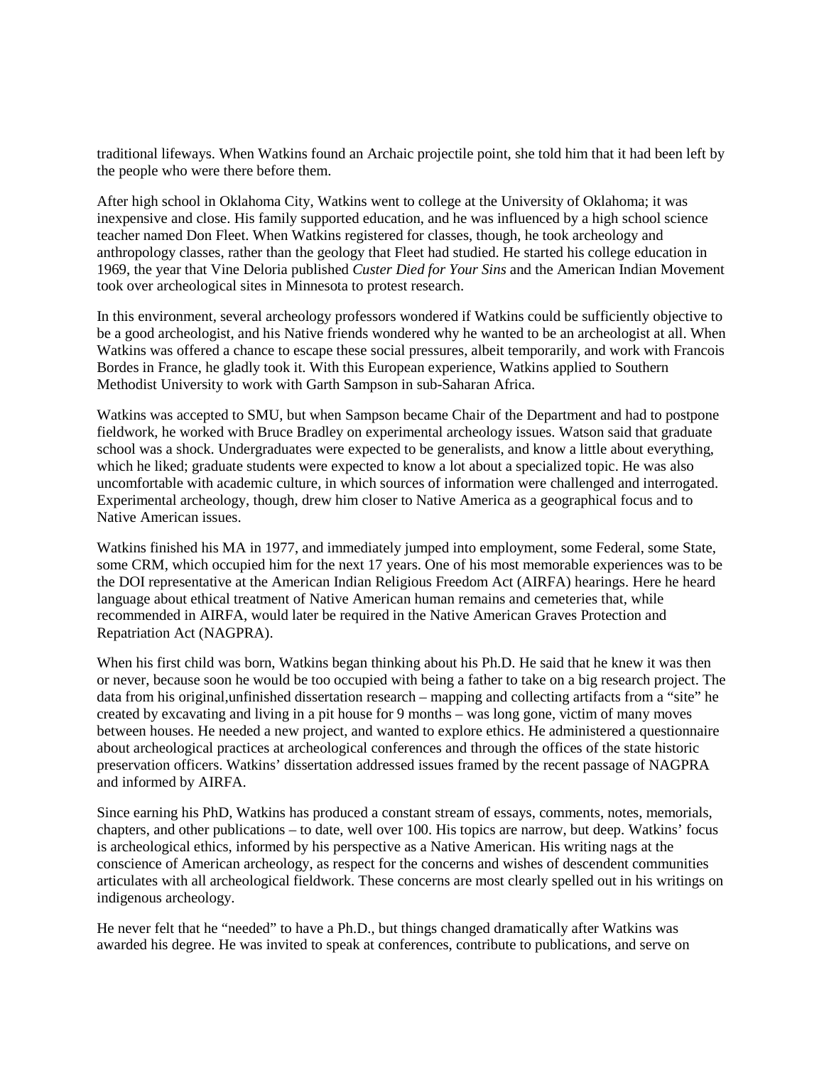traditional lifeways. When Watkins found an Archaic projectile point, she told him that it had been left by the people who were there before them.

After high school in Oklahoma City, Watkins went to college at the University of Oklahoma; it was inexpensive and close. His family supported education, and he was influenced by a high school science teacher named Don Fleet. When Watkins registered for classes, though, he took archeology and anthropology classes, rather than the geology that Fleet had studied. He started his college education in 1969, the year that Vine Deloria published *Custer Died for Your Sins* and the American Indian Movement took over archeological sites in Minnesota to protest research.

In this environment, several archeology professors wondered if Watkins could be sufficiently objective to be a good archeologist, and his Native friends wondered why he wanted to be an archeologist at all. When Watkins was offered a chance to escape these social pressures, albeit temporarily, and work with Francois Bordes in France, he gladly took it. With this European experience, Watkins applied to Southern Methodist University to work with Garth Sampson in sub-Saharan Africa.

Watkins was accepted to SMU, but when Sampson became Chair of the Department and had to postpone fieldwork, he worked with Bruce Bradley on experimental archeology issues. Watson said that graduate school was a shock. Undergraduates were expected to be generalists, and know a little about everything, which he liked; graduate students were expected to know a lot about a specialized topic. He was also uncomfortable with academic culture, in which sources of information were challenged and interrogated. Experimental archeology, though, drew him closer to Native America as a geographical focus and to Native American issues.

Watkins finished his MA in 1977, and immediately jumped into employment, some Federal, some State, some CRM, which occupied him for the next 17 years. One of his most memorable experiences was to be the DOI representative at the American Indian Religious Freedom Act (AIRFA) hearings. Here he heard language about ethical treatment of Native American human remains and cemeteries that, while recommended in AIRFA, would later be required in the Native American Graves Protection and Repatriation Act (NAGPRA).

When his first child was born, Watkins began thinking about his Ph.D. He said that he knew it was then or never, because soon he would be too occupied with being a father to take on a big research project. The data from his original,unfinished dissertation research – mapping and collecting artifacts from a "site" he created by excavating and living in a pit house for 9 months – was long gone, victim of many moves between houses. He needed a new project, and wanted to explore ethics. He administered a questionnaire about archeological practices at archeological conferences and through the offices of the state historic preservation officers. Watkins' dissertation addressed issues framed by the recent passage of NAGPRA and informed by AIRFA.

Since earning his PhD, Watkins has produced a constant stream of essays, comments, notes, memorials, chapters, and other publications – to date, well over 100. His topics are narrow, but deep. Watkins' focus is archeological ethics, informed by his perspective as a Native American. His writing nags at the conscience of American archeology, as respect for the concerns and wishes of descendent communities articulates with all archeological fieldwork. These concerns are most clearly spelled out in his writings on indigenous archeology.

He never felt that he "needed" to have a Ph.D., but things changed dramatically after Watkins was awarded his degree. He was invited to speak at conferences, contribute to publications, and serve on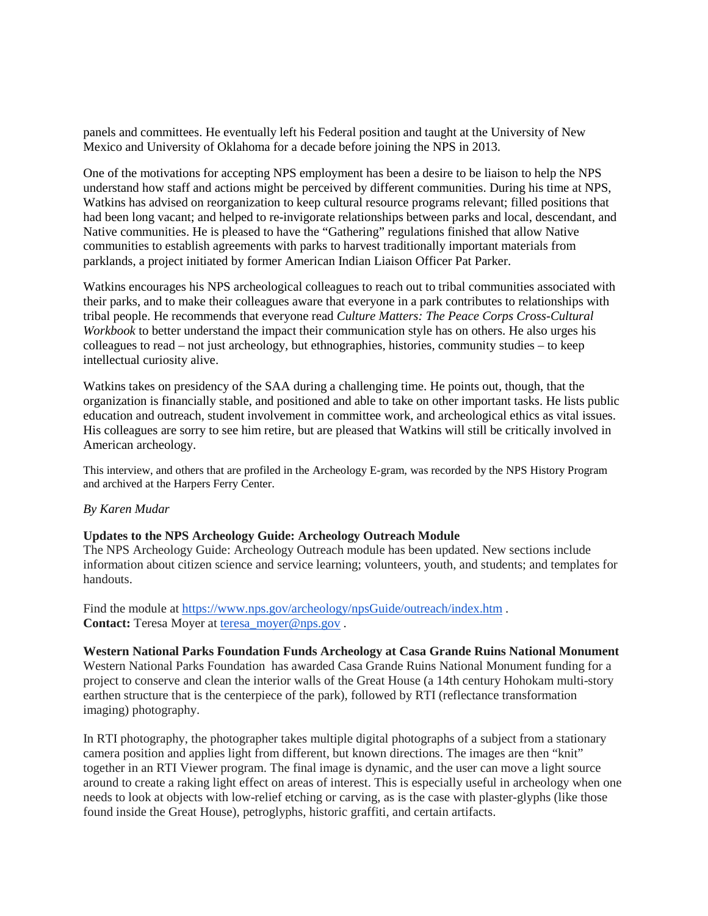panels and committees. He eventually left his Federal position and taught at the University of New Mexico and University of Oklahoma for a decade before joining the NPS in 2013.

One of the motivations for accepting NPS employment has been a desire to be liaison to help the NPS understand how staff and actions might be perceived by different communities. During his time at NPS, Watkins has advised on reorganization to keep cultural resource programs relevant; filled positions that had been long vacant; and helped to re-invigorate relationships between parks and local, descendant, and Native communities. He is pleased to have the "Gathering" regulations finished that allow Native communities to establish agreements with parks to harvest traditionally important materials from parklands, a project initiated by former American Indian Liaison Officer Pat Parker.

Watkins encourages his NPS archeological colleagues to reach out to tribal communities associated with their parks, and to make their colleagues aware that everyone in a park contributes to relationships with tribal people. He recommends that everyone read *Culture Matters: The Peace Corps Cross-Cultural Workbook* to better understand the impact their communication style has on others. He also urges his colleagues to read – not just archeology, but ethnographies, histories, community studies – to keep intellectual curiosity alive.

Watkins takes on presidency of the SAA during a challenging time. He points out, though, that the organization is financially stable, and positioned and able to take on other important tasks. He lists public education and outreach, student involvement in committee work, and archeological ethics as vital issues. His colleagues are sorry to see him retire, but are pleased that Watkins will still be critically involved in American archeology.

This interview, and others that are profiled in the Archeology E-gram, was recorded by the NPS History Program and archived at the Harpers Ferry Center.

*By Karen Mudar*

**Updates to the NPS Archeology Guide: Archeology Outreach Module**
The NPS Archeology Guide: Archeology Outreach module has been updated. New sections include information about citizen science and service learning; volunteers, youth, and students; and templates for handouts.

Find the module at https://www.nps.gov/archeology/npsGuide/outreach/index.htm .
**Contact:** Teresa Moyer at teresa_moyer@nps.gov .

**Western National Parks Foundation Funds Archeology at Casa Grande Ruins National Monument**
Western National Parks Foundation has awarded Casa Grande Ruins National Monument funding for a project to conserve and clean the interior walls of the Great House (a 14th century Hohokam multi-story earthen structure that is the centerpiece of the park), followed by RTI (reflectance transformation imaging) photography.

In RTI photography, the photographer takes multiple digital photographs of a subject from a stationary camera position and applies light from different, but known directions. The images are then "knit" together in an RTI Viewer program. The final image is dynamic, and the user can move a light source around to create a raking light effect on areas of interest. This is especially useful in archeology when one needs to look at objects with low-relief etching or carving, as is the case with plaster-glyphs (like those found inside the Great House), petroglyphs, historic graffiti, and certain artifacts.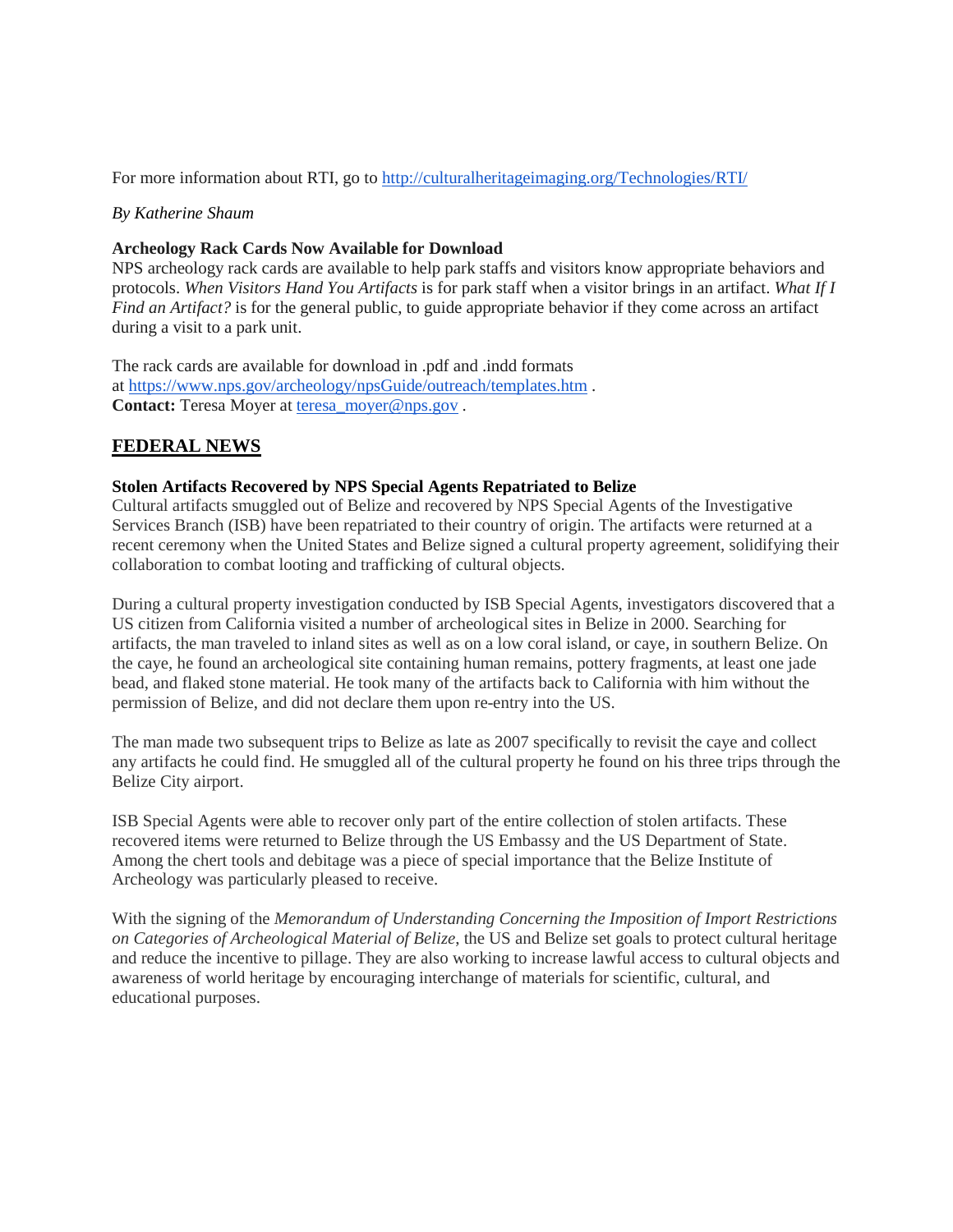For more information about RTI, go to [http://culturalheritageimaging.org/Technologies/RTI/](http://culturalheritageimaging.org/Technologies/RTI/)

*By Katherine Shaum*

**Archeology Rack Cards Now Available for Download**
NPS archeology rack cards are available to help park staffs and visitors know appropriate behaviors and protocols. *When Visitors Hand You Artifacts* is for park staff when a visitor brings in an artifact. *What If I Find an Artifact?* is for the general public, to guide appropriate behavior if they come across an artifact during a visit to a park unit.

The rack cards are available for download in .pdf and .indd formats at [https://www.nps.gov/archeology/npsGuide/outreach/templates.htm](https://www.nps.gov/archeology/npsGuide/outreach/templates.htm) .
**Contact:** Teresa Moyer at [teresa_moyer@nps.gov](mailto:teresa_moyer@nps.gov) .

## FEDERAL NEWS

**Stolen Artifacts Recovered by NPS Special Agents Repatriated to Belize**
Cultural artifacts smuggled out of Belize and recovered by NPS Special Agents of the Investigative Services Branch (ISB) have been repatriated to their country of origin. The artifacts were returned at a recent ceremony when the United States and Belize signed a cultural property agreement, solidifying their collaboration to combat looting and trafficking of cultural objects.

During a cultural property investigation conducted by ISB Special Agents, investigators discovered that a US citizen from California visited a number of archeological sites in Belize in 2000. Searching for artifacts, the man traveled to inland sites as well as on a low coral island, or caye, in southern Belize. On the caye, he found an archeological site containing human remains, pottery fragments, at least one jade bead, and flaked stone material. He took many of the artifacts back to California with him without the permission of Belize, and did not declare them upon re-entry into the US.

The man made two subsequent trips to Belize as late as 2007 specifically to revisit the caye and collect any artifacts he could find. He smuggled all of the cultural property he found on his three trips through the Belize City airport.

ISB Special Agents were able to recover only part of the entire collection of stolen artifacts. These recovered items were returned to Belize through the US Embassy and the US Department of State. Among the chert tools and debitage was a piece of special importance that the Belize Institute of Archeology was particularly pleased to receive.

With the signing of the *Memorandum of Understanding Concerning the Imposition of Import Restrictions on Categories of Archeological Material of Belize*, the US and Belize set goals to protect cultural heritage and reduce the incentive to pillage. They are also working to increase lawful access to cultural objects and awareness of world heritage by encouraging interchange of materials for scientific, cultural, and educational purposes.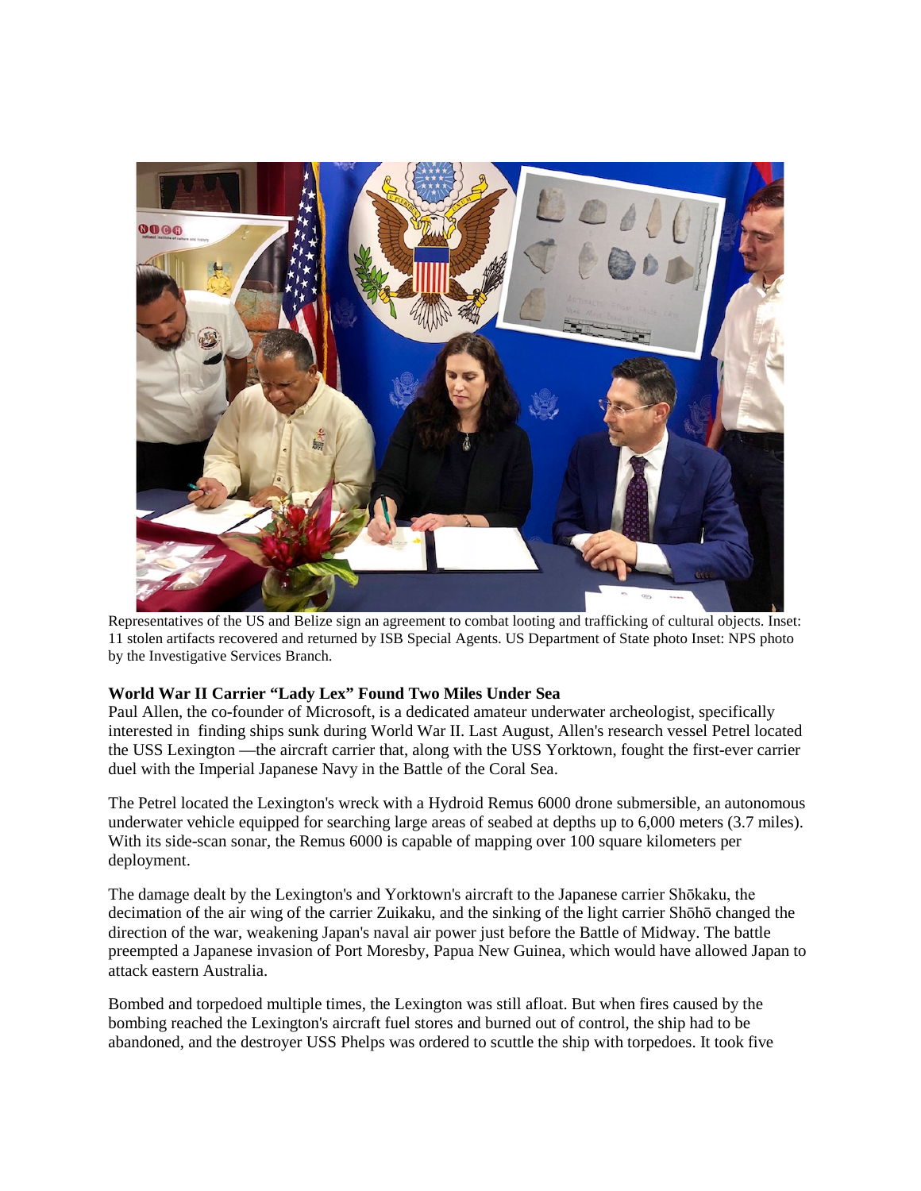Representatives of the US and Belize sign an agreement to combat looting and trafficking of cultural objects. Inset: 11 stolen artifacts recovered and returned by ISB Special Agents. US Department of State photo Inset: NPS photo by the Investigative Services Branch.

**World War II Carrier "Lady Lex" Found Two Miles Under Sea**

Paul Allen, the co-founder of Microsoft, is a dedicated amateur underwater archeologist, specifically interested in finding ships sunk during World War II. Last August, Allen's research vessel Petrel located the USS Lexington —the aircraft carrier that, along with the USS Yorktown, fought the first-ever carrier duel with the Imperial Japanese Navy in the Battle of the Coral Sea.

The Petrel located the Lexington's wreck with a Hydroid Remus 6000 drone submersible, an autonomous underwater vehicle equipped for searching large areas of seabed at depths up to 6,000 meters (3.7 miles). With its side-scan sonar, the Remus 6000 is capable of mapping over 100 square kilometers per deployment.

The damage dealt by the Lexington's and Yorktown's aircraft to the Japanese carrier Shōkaku, the decimation of the air wing of the carrier Zuikaku, and the sinking of the light carrier Shōhō changed the direction of the war, weakening Japan's naval air power just before the Battle of Midway. The battle preempted a Japanese invasion of Port Moresby, Papua New Guinea, which would have allowed Japan to attack eastern Australia.

Bombed and torpedoed multiple times, the Lexington was still afloat. But when fires caused by the bombing reached the Lexington's aircraft fuel stores and burned out of control, the ship had to be abandoned, and the destroyer USS Phelps was ordered to scuttle the ship with torpedoes. It took five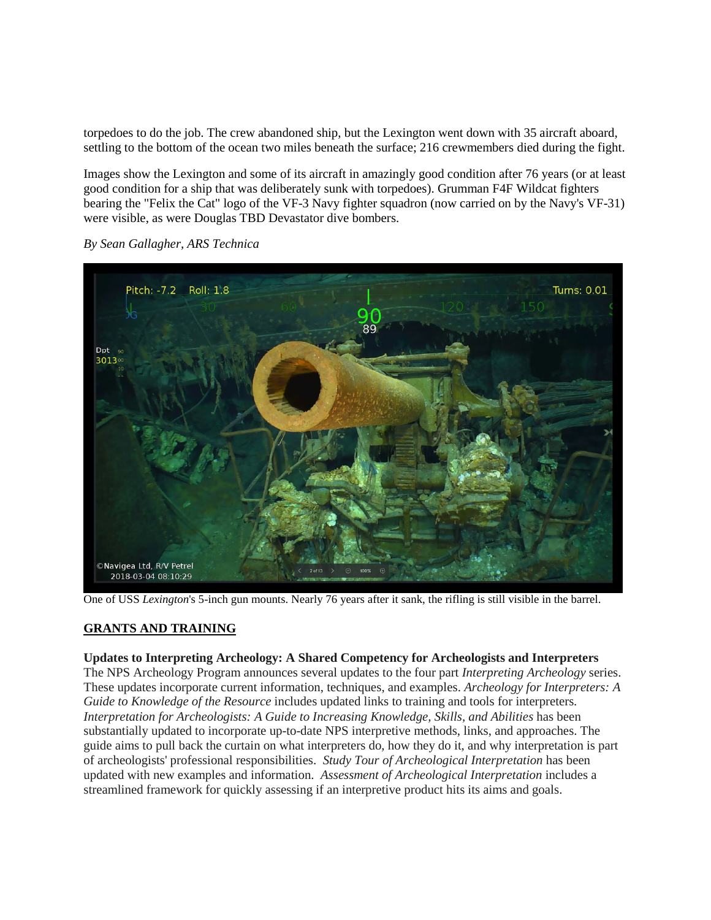torpedoes to do the job. The crew abandoned ship, but the Lexington went down with 35 aircraft aboard, settling to the bottom of the ocean two miles beneath the surface; 216 crewmembers died during the fight.

Images show the Lexington and some of its aircraft in amazingly good condition after 76 years (or at least good condition for a ship that was deliberately sunk with torpedoes). Grumman F4F Wildcat fighters bearing the "Felix the Cat" logo of the VF-3 Navy fighter squadron (now carried on by the Navy's VF-31) were visible, as were Douglas TBD Devastator dive bombers.

*By Sean Gallagher, ARS Technica*

One of USS *Lexington*'s 5-inch gun mounts. Nearly 76 years after it sank, the rifling is still visible in the barrel.

## GRANTS AND TRAINING

**Updates to Interpreting Archeology: A Shared Competency for Archeologists and Interpreters**
The NPS Archeology Program announces several updates to the four part *Interpreting Archeology* series. These updates incorporate current information, techniques, and examples. *Archeology for Interpreters: A Guide to Knowledge of the Resource* includes updated links to training and tools for interpreters. *Interpretation for Archeologists: A Guide to Increasing Knowledge, Skills, and Abilities* has been substantially updated to incorporate up-to-date NPS interpretive methods, links, and approaches. The guide aims to pull back the curtain on what interpreters do, how they do it, and why interpretation is part of archeologists' professional responsibilities. *Study Tour of Archeological Interpretation* has been updated with new examples and information. *Assessment of Archeological Interpretation* includes a streamlined framework for quickly assessing if an interpretive product hits its aims and goals.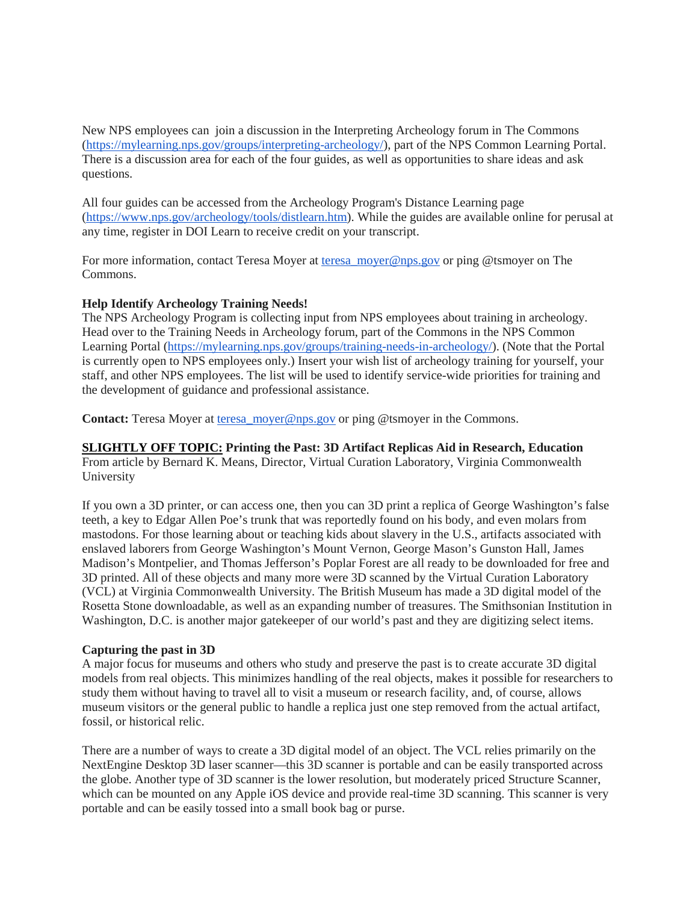New NPS employees can join a discussion in the Interpreting Archeology forum in The Commons (https://mylearning.nps.gov/groups/interpreting-archeology/), part of the NPS Common Learning Portal. There is a discussion area for each of the four guides, as well as opportunities to share ideas and ask questions.

All four guides can be accessed from the Archeology Program's Distance Learning page (https://www.nps.gov/archeology/tools/distlearn.htm). While the guides are available online for perusal at any time, register in DOI Learn to receive credit on your transcript.

For more information, contact Teresa Moyer at teresa_moyer@nps.gov or ping @tsmoyer on The Commons.

**Help Identify Archeology Training Needs!**
The NPS Archeology Program is collecting input from NPS employees about training in archeology. Head over to the Training Needs in Archeology forum, part of the Commons in the NPS Common Learning Portal (https://mylearning.nps.gov/groups/training-needs-in-archeology/). (Note that the Portal is currently open to NPS employees only.) Insert your wish list of archeology training for yourself, your staff, and other NPS employees. The list will be used to identify service-wide priorities for training and the development of guidance and professional assistance.

**Contact:** Teresa Moyer at teresa_moyer@nps.gov or ping @tsmoyer in the Commons.

**SLIGHTLY OFF TOPIC: Printing the Past: 3D Artifact Replicas Aid in Research, Education**
From article by Bernard K. Means, Director, Virtual Curation Laboratory, Virginia Commonwealth University

If you own a 3D printer, or can access one, then you can 3D print a replica of George Washington's false teeth, a key to Edgar Allen Poe's trunk that was reportedly found on his body, and even molars from mastodons. For those learning about or teaching kids about slavery in the U.S., artifacts associated with enslaved laborers from George Washington's Mount Vernon, George Mason's Gunston Hall, James Madison's Montpelier, and Thomas Jefferson's Poplar Forest are all ready to be downloaded for free and 3D printed. All of these objects and many more were 3D scanned by the Virtual Curation Laboratory (VCL) at Virginia Commonwealth University. The British Museum has made a 3D digital model of the Rosetta Stone downloadable, as well as an expanding number of treasures. The Smithsonian Institution in Washington, D.C. is another major gatekeeper of our world's past and they are digitizing select items.

**Capturing the past in 3D**
A major focus for museums and others who study and preserve the past is to create accurate 3D digital models from real objects. This minimizes handling of the real objects, makes it possible for researchers to study them without having to travel all to visit a museum or research facility, and, of course, allows museum visitors or the general public to handle a replica just one step removed from the actual artifact, fossil, or historical relic.

There are a number of ways to create a 3D digital model of an object. The VCL relies primarily on the NextEngine Desktop 3D laser scanner—this 3D scanner is portable and can be easily transported across the globe. Another type of 3D scanner is the lower resolution, but moderately priced Structure Scanner, which can be mounted on any Apple iOS device and provide real-time 3D scanning. This scanner is very portable and can be easily tossed into a small book bag or purse.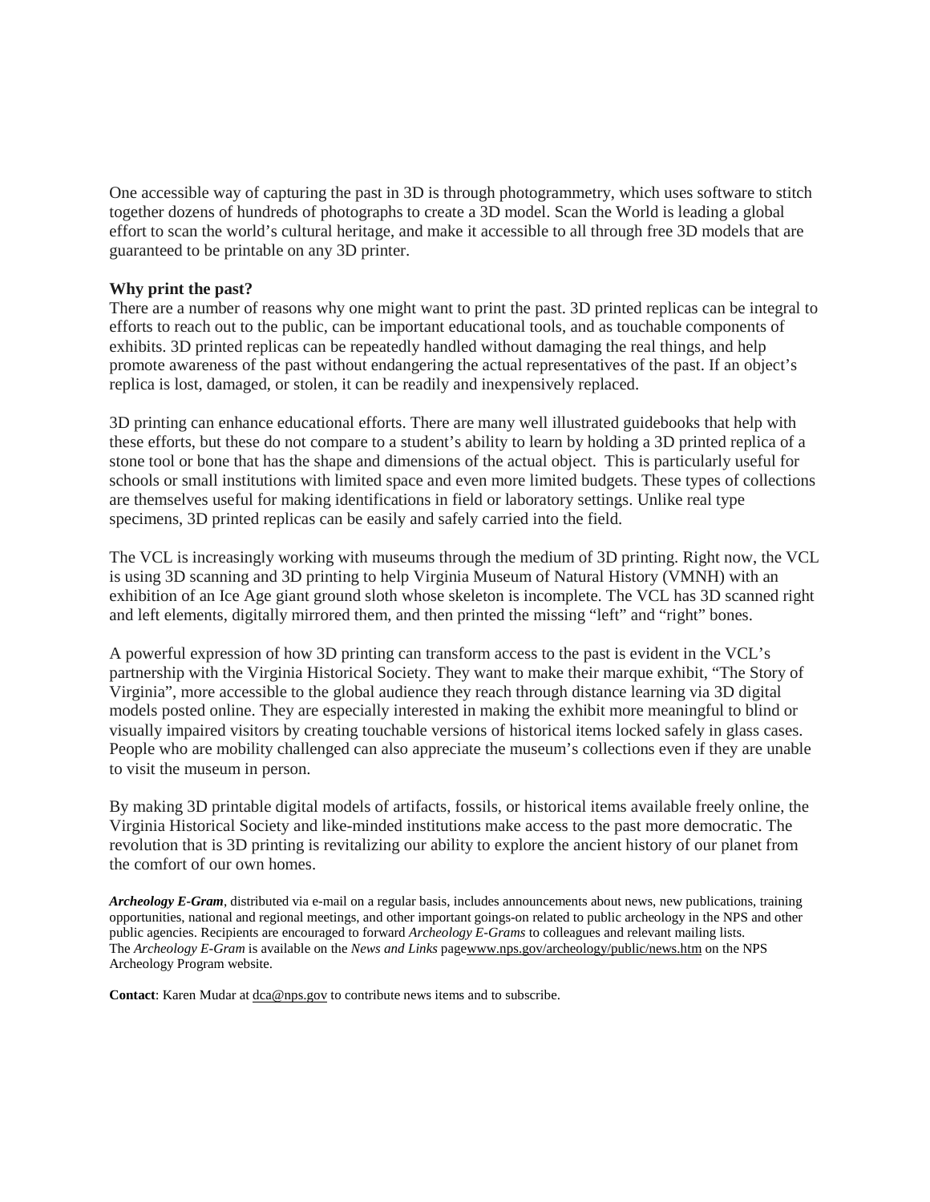One accessible way of capturing the past in 3D is through photogrammetry, which uses software to stitch together dozens of hundreds of photographs to create a 3D model. Scan the World is leading a global effort to scan the world's cultural heritage, and make it accessible to all through free 3D models that are guaranteed to be printable on any 3D printer.

**Why print the past?**

There are a number of reasons why one might want to print the past. 3D printed replicas can be integral to efforts to reach out to the public, can be important educational tools, and as touchable components of exhibits. 3D printed replicas can be repeatedly handled without damaging the real things, and help promote awareness of the past without endangering the actual representatives of the past. If an object's replica is lost, damaged, or stolen, it can be readily and inexpensively replaced.

3D printing can enhance educational efforts. There are many well illustrated guidebooks that help with these efforts, but these do not compare to a student's ability to learn by holding a 3D printed replica of a stone tool or bone that has the shape and dimensions of the actual object. This is particularly useful for schools or small institutions with limited space and even more limited budgets. These types of collections are themselves useful for making identifications in field or laboratory settings. Unlike real type specimens, 3D printed replicas can be easily and safely carried into the field.

The VCL is increasingly working with museums through the medium of 3D printing. Right now, the VCL is using 3D scanning and 3D printing to help Virginia Museum of Natural History (VMNH) with an exhibition of an Ice Age giant ground sloth whose skeleton is incomplete. The VCL has 3D scanned right and left elements, digitally mirrored them, and then printed the missing "left" and "right" bones.

A powerful expression of how 3D printing can transform access to the past is evident in the VCL's partnership with the Virginia Historical Society. They want to make their marque exhibit, "The Story of Virginia", more accessible to the global audience they reach through distance learning via 3D digital models posted online. They are especially interested in making the exhibit more meaningful to blind or visually impaired visitors by creating touchable versions of historical items locked safely in glass cases. People who are mobility challenged can also appreciate the museum's collections even if they are unable to visit the museum in person.

By making 3D printable digital models of artifacts, fossils, or historical items available freely online, the Virginia Historical Society and like-minded institutions make access to the past more democratic. The revolution that is 3D printing is revitalizing our ability to explore the ancient history of our planet from the comfort of our own homes.

***Archeology E-Gram***, distributed via e-mail on a regular basis, includes announcements about news, new publications, training opportunities, national and regional meetings, and other important goings-on related to public archeology in the NPS and other public agencies. Recipients are encouraged to forward *Archeology E-Grams* to colleagues and relevant mailing lists. The *Archeology E-Gram* is available on the *News and Links* pagewww.nps.gov/archeology/public/news.htm on the NPS Archeology Program website.

**Contact**: Karen Mudar at dca@nps.gov to contribute news items and to subscribe.